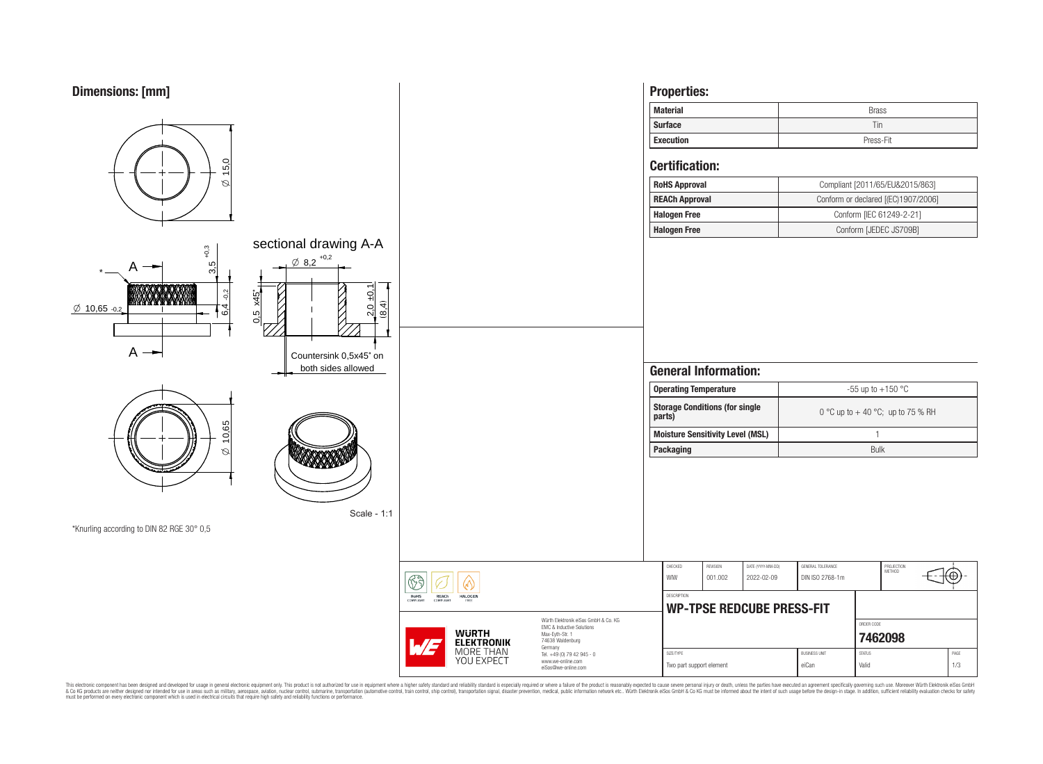## Dimensions: [mm]

Ø 15,0

3,5 +0,3

6,4 -0,2

Ø 10,65 -0,2

A — A

sectional drawing A-A

Ø 8,2 +0,2

0,5 x45°

2,0 ±0,1

(8,4)

Countersink 0,5x45° on both sides allowed

Ø 10,65

Scale - 1:1

*Knurling according to DIN 82 RGE 30° 0,5

## Properties:

| Material | Brass |
|---|---|
| Surface | Tin |
| Execution | Press-Fit |

## Certification:

| RoHS Approval | Compliant [2011/65/EU&2015/863] |
|---|---|
| REACh Approval | Conform or declared [(EC)1907/2006] |
| Halogen Free | Conform [IEC 61249-2-21] |
| Halogen Free | Conform [JEDEC JS709B] |

## General Information:

| Operating Temperature | -55 up to +150 °C |
|---|---|
| Storage Conditions (for single parts) | 0 °C up to + 40 °C; up to 75 % RH |
| Moisture Sensitivity Level (MSL) | 1 |
| Packaging | Bulk |

| CHECKED | REVISION | DATE (YYYY-MM-DD) | GENERAL TOLERANCE | PROJECTION METHOD |
|---|---|---|---|---|
| WIW | 001.002 | 2022-02-09 | DIN ISO 2768-1m | |

DESCRIPTION: **WP-TPSE REDCUBE PRESS-FIT**

ORDER CODE: **7462098**

| SIZE/TYPE | BUSINESS UNIT | STATUS | PAGE |
|---|---|---|---|
| Two part support element | eiCan | Valid | 1/3 |

Würth Elektronik eiSos GmbH & Co. KG
EMC & Inductive Solutions
Max-Eyth-Str. 1
74638 Waldenburg
Germany
Tel. +49 (0) 79 42 945 - 0
www.we-online.com
eiSos@we-online.com

WÜRTH ELEKTRONIK MORE THAN YOU EXPECT

This electronic component has been designed and developed for usage in general electronic equipment only. This product is not authorized for use in equipment where a higher safety standard and reliability standard is especially required or where a failure of the product is reasonably expected to cause severe personal injury or death, unless the parties have executed an agreement specifically governing such use. Moreover Würth Elektronik eiSos GmbH & Co KG products are neither designed nor intended for use in areas such as military, aerospace, aviation, nuclear control, submarine, transportation (automotive control, train control, ship control), transportation signal, disaster prevention, medical, public information network etc.. Würth Elektronik eiSos GmbH & Co KG must be informed about the intent of such usage before the design-in stage. In addition, sufficient reliability evaluation checks for safety must be performed on every electronic component which is used in electrical circuits that require high safety and reliability functions or performance.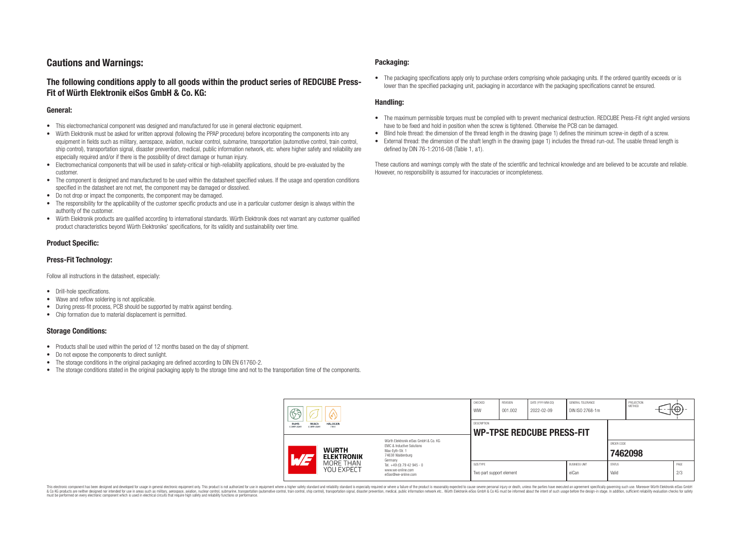# Cautions and Warnings:

## The following conditions apply to all goods within the product series of REDCUBE Press-Fit of Würth Elektronik eiSos GmbH & Co. KG:

### General:

- This electromechanical component was designed and manufactured for use in general electronic equipment.
- Würth Elektronik must be asked for written approval (following the PPAP procedure) before incorporating the components into any equipment in fields such as military, aerospace, aviation, nuclear control, submarine, transportation (automotive control, train control, ship control), transportation signal, disaster prevention, medical, public information network, etc. where higher safety and reliability are especially required and/or if there is the possibility of direct damage or human injury.
- Electromechanical components that will be used in safety-critical or high-reliability applications, should be pre-evaluated by the customer.
- The component is designed and manufactured to be used within the datasheet specified values. If the usage and operation conditions specified in the datasheet are not met, the component may be damaged or dissolved.
- Do not drop or impact the components, the component may be damaged.
- The responsibility for the applicability of the customer specific products and use in a particular customer design is always within the authority of the customer.
- Würth Elektronik products are qualified according to international standards. Würth Elektronik does not warrant any customer qualified product characteristics beyond Würth Elektroniks' specifications, for its validity and sustainability over time.

### Product Specific:

### Press-Fit Technology:

Follow all instructions in the datasheet, especially:

- Drill-hole specifications.
- Wave and reflow soldering is not applicable.
- During press-fit process, PCB should be supported by matrix against bending.
- Chip formation due to material displacement is permitted.

### Storage Conditions:

- Products shall be used within the period of 12 months based on the day of shipment.
- Do not expose the components to direct sunlight.
- The storage conditions in the original packaging are defined according to DIN EN 61760-2.
- The storage conditions stated in the original packaging apply to the storage time and not to the transportation time of the components.

### Packaging:

- The packaging specifications apply only to purchase orders comprising whole packaging units. If the ordered quantity exceeds or is lower than the specified packaging unit, packaging in accordance with the packaging specifications cannot be ensured.

### Handling:

- The maximum permissible torques must be complied with to prevent mechanical destruction. REDCUBE Press-Fit right angled versions have to be fixed and hold in position when the screw is tightened. Otherwise the PCB can be damaged.
- Blind hole thread: the dimension of the thread length in the drawing (page 1) defines the minimum screw-in depth of a screw.
- External thread: the dimension of the shaft length in the drawing (page 1) includes the thread run-out. The usable thread length is defined by DIN 76-1:2016-08 (Table 1, a1).

These cautions and warnings comply with the state of the scientific and technical knowledge and are believed to be accurate and reliable. However, no responsibility is assumed for inaccuracies or incompleteness.

| CHECKED | REVISION | DATE (YYYY-MM-DD) | GENERAL TOLERANCE | PROJECTION METHOD |
|---|---|---|---|---|
| WIW | 001.002 | 2022-02-09 | DIN ISO 2768-1m | |

DESCRIPTION: **WP-TPSE REDCUBE PRESS-FIT**

Würth Elektronik eiSos GmbH & Co. KG
EMC & Inductive Solutions
Max-Eyth-Str. 1
74638 Waldenburg
Germany
Tel. +49 (0) 79 42 945 - 0
www.we-online.com
eiSos@we-online.com

ORDER CODE: **7462098**

| SIZE/TYPE | BUSINESS UNIT | STATUS | PAGE |
|---|---|---|---|
| Two part support element | eiCan | Valid | 2/3 |

This electronic component has been designed and developed for usage in general electronic equipment only. This product is not authorized for use in equipment where a higher safety standard and reliability standard is especially required or where a failure of the product is reasonably expected to cause severe personal injury or death, unless the parties have executed an agreement specifically governing such use. Moreover Würth Elektronik eiSos GmbH & Co KG products are neither designed nor intended for use in areas such as military, aerospace, aviation, nuclear control, submarine, transportation (automotive control, train control, ship control), transportation signal, disaster prevention, medical, public information network etc.. Würth Elektronik eiSos GmbH & Co KG must be informed about the intent of such usage before the design-in stage. In addition, sufficient reliability evaluation checks for safety must be performed on every electronic component which is used in electrical circuits that require high safety and reliability functions or performance.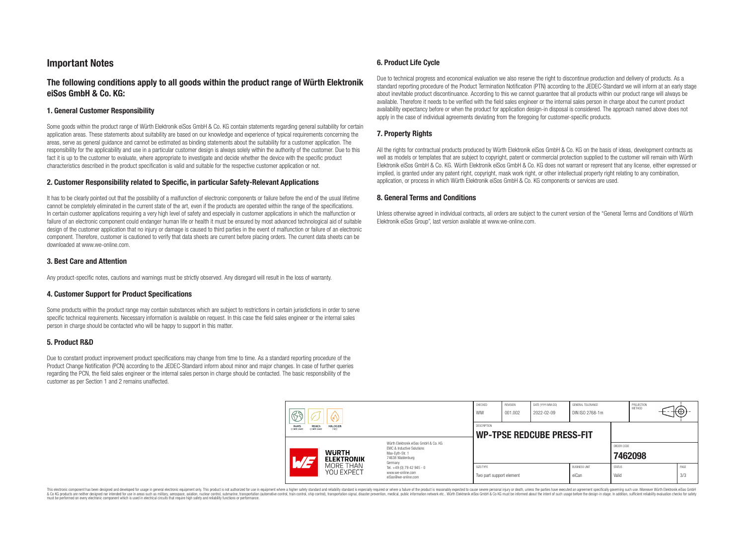# Important Notes

## The following conditions apply to all goods within the product range of Würth Elektronik eiSos GmbH & Co. KG:

### 1. General Customer Responsibility

Some goods within the product range of Würth Elektronik eiSos GmbH & Co. KG contain statements regarding general suitability for certain application areas. These statements about suitability are based on our knowledge and experience of typical requirements concerning the areas, serve as general guidance and cannot be estimated as binding statements about the suitability for a customer application. The responsibility for the applicability and use in a particular customer design is always solely within the authority of the customer. Due to this fact it is up to the customer to evaluate, where appropriate to investigate and decide whether the device with the specific product characteristics described in the product specification is valid and suitable for the respective customer application or not.

### 2. Customer Responsibility related to Specific, in particular Safety-Relevant Applications

It has to be clearly pointed out that the possibility of a malfunction of electronic components or failure before the end of the usual lifetime cannot be completely eliminated in the current state of the art, even if the products are operated within the range of the specifications. In certain customer applications requiring a very high level of safety and especially in customer applications in which the malfunction or failure of an electronic component could endanger human life or health it must be ensured by most advanced technological aid of suitable design of the customer application that no injury or damage is caused to third parties in the event of malfunction or failure of an electronic component. Therefore, customer is cautioned to verify that data sheets are current before placing orders. The current data sheets can be downloaded at www.we-online.com.

### 3. Best Care and Attention

Any product-specific notes, cautions and warnings must be strictly observed. Any disregard will result in the loss of warranty.

### 4. Customer Support for Product Specifications

Some products within the product range may contain substances which are subject to restrictions in certain jurisdictions in order to serve specific technical requirements. Necessary information is available on request. In this case the field sales engineer or the internal sales person in charge should be contacted who will be happy to support in this matter.

### 5. Product R&D

Due to constant product improvement product specifications may change from time to time. As a standard reporting procedure of the Product Change Notification (PCN) according to the JEDEC-Standard inform about minor and major changes. In case of further queries regarding the PCN, the field sales engineer or the internal sales person in charge should be contacted. The basic responsibility of the customer as per Section 1 and 2 remains unaffected.

### 6. Product Life Cycle

Due to technical progress and economical evaluation we also reserve the right to discontinue production and delivery of products. As a standard reporting procedure of the Product Termination Notification (PTN) according to the JEDEC-Standard we will inform at an early stage about inevitable product discontinuance. According to this we cannot guarantee that all products within our product range will always be available. Therefore it needs to be verified with the field sales engineer or the internal sales person in charge about the current product availability expectancy before or when the product for application design-in disposal is considered. The approach named above does not apply in the case of individual agreements deviating from the foregoing for customer-specific products.

### 7. Property Rights

All the rights for contractual products produced by Würth Elektronik eiSos GmbH & Co. KG on the basis of ideas, development contracts as well as models or templates that are subject to copyright, patent or commercial protection supplied to the customer will remain with Würth Elektronik eiSos GmbH & Co. KG. Würth Elektronik eiSos GmbH & Co. KG does not warrant or represent that any license, either expressed or implied, is granted under any patent right, copyright, mask work right, or other intellectual property right relating to any combination, application, or process in which Würth Elektronik eiSos GmbH & Co. KG components or services are used.

### 8. General Terms and Conditions

Unless otherwise agreed in individual contracts, all orders are subject to the current version of the "General Terms and Conditions of Würth Elektronik eiSos Group", last version available at www.we-online.com.

| | | | | | | |
|---|---|---|---|---|---|---|
| CHECKED: WIW | REVISION: 001.002 | DATE (YYYY-MM-DD): 2022-02-09 | GENERAL TOLERANCE: DIN ISO 2768-1m | | PROJECTION METHOD | |
| DESCRIPTION: **WP-TPSE REDCUBE PRESS-FIT** | | | | | | |
| | | | | ORDER CODE: **7462098** | | |
| SIZE/TYPE: Two part support element | | | BUSINESS UNIT: eiCan | STATUS: Valid | | PAGE: 3/3 |

Würth Elektronik eiSos GmbH & Co. KG
EMC & Inductive Solutions
Max-Eyth-Str. 1
74638 Waldenburg
Germany
Tel. +49 (0) 79 42 945 - 0
www.we-online.com
eiSos@we-online.com

This electronic component has been designed and developed for usage in general electronic equipment only. This product is not authorized for use in equipment where a higher safety standard and reliability standard is especially required or where a failure of the product is reasonably expected to cause severe personal injury or death, unless the parties have executed an agreement specifically governing such use. Moreover Würth Elektronik eiSos GmbH & Co KG products are neither designed nor intended for use in areas such as military, aerospace, aviation, nuclear control, submarine, transportation (automotive control, train control, ship control), transportation signal, disaster prevention, medical, public information network etc.. Würth Elektronik eiSos GmbH & Co KG must be informed about the intent of such usage before the design-in stage. In addition, sufficient reliability evaluation checks for safety must be performed on every electronic component which is used in electrical circuits that require high safety and reliability functions or performance.